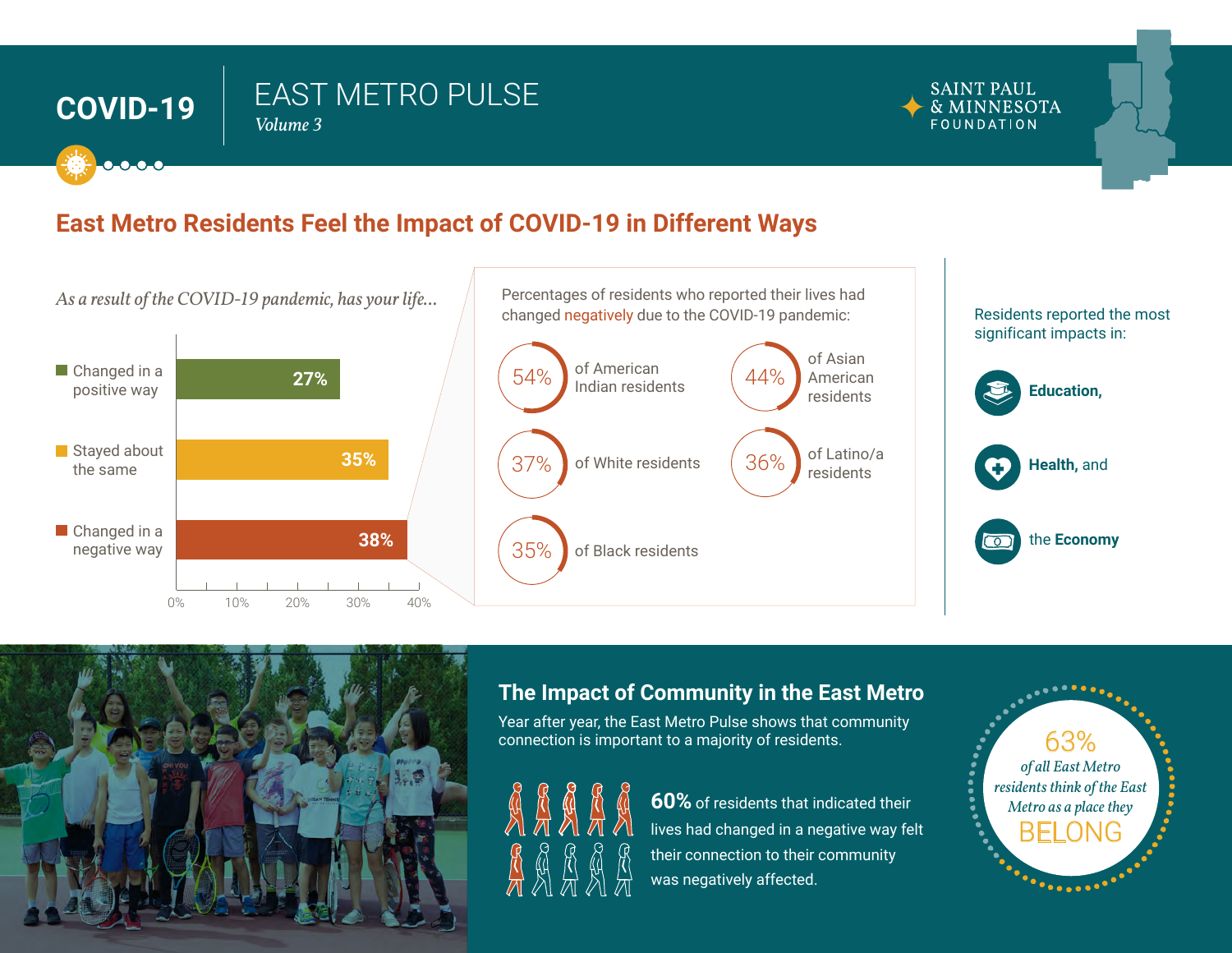# COVID-19

## EAST METRO PULSE

*Volume 3*

SAINT PAUL & MINNESOTA FOUNDATION

## East Metro Residents Feel the Impact of COVID-19 in Different Ways

*As a result of the COVID-19 pandemic, has your life...*

| Response | Percentage |
|---|---|
| Changed in a positive way | 27% |
| Stayed about the same | 35% |
| Changed in a negative way | 38% |

Percentages of residents who reported their lives had changed negatively due to the COVID-19 pandemic:

- 54% of American Indian residents
- 44% of Asian American residents
- 37% of White residents
- 36% of Latino/a residents
- 35% of Black residents

Residents reported the most significant impacts in:

- **Education,**
- **Health,** and
- the **Economy**

## The Impact of Community in the East Metro

Year after year, the East Metro Pulse shows that community connection is important to a majority of residents.

**60%** of residents that indicated their lives had changed in a negative way felt their connection to their community was negatively affected.

63% *of all East Metro residents think of the East Metro as a place they* BELONG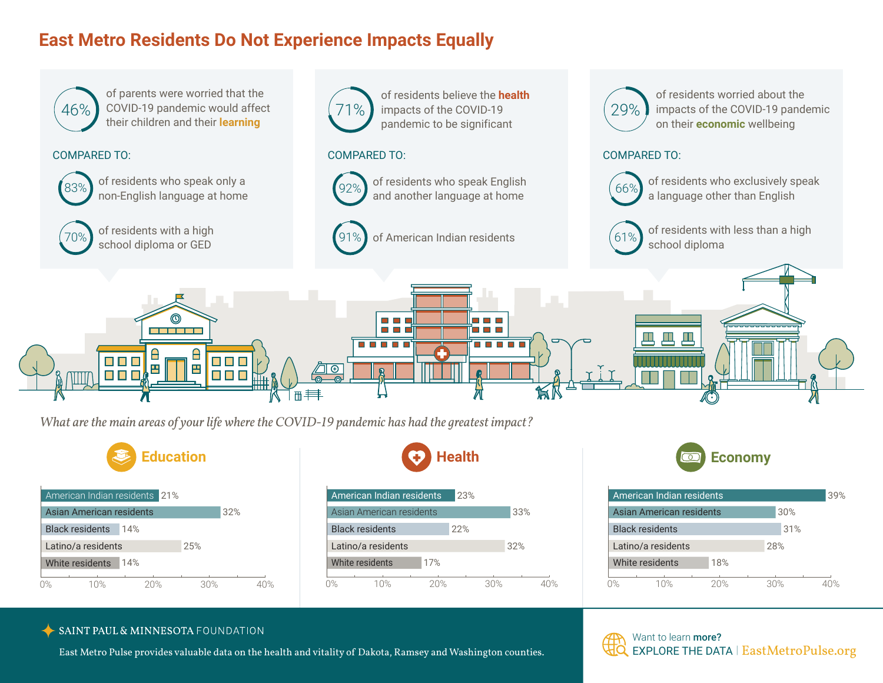# East Metro Residents Do Not Experience Impacts Equally

46% of parents were worried that the COVID-19 pandemic would affect their children and their **learning**

COMPARED TO:

83% of residents who speak only a non-English language at home

70% of residents with a high school diploma or GED

71% of residents believe the **health** impacts of the COVID-19 pandemic to be significant

COMPARED TO:

92% of residents who speak English and another language at home

91% of American Indian residents

29% of residents worried about the impacts of the COVID-19 pandemic on their **economic** wellbeing

COMPARED TO:

66% of residents who exclusively speak a language other than English

61% of residents with less than a high school diploma

*What are the main areas of your life where the COVID-19 pandemic has had the greatest impact?*

## Education

American Indian residents 21%
Asian American residents 32%
Black residents 14%
Latino/a residents 25%
White residents 14%

0% 10% 20% 30% 40%

## Health

American Indian residents 23%
Asian American residents 33%
Black residents 22%
Latino/a residents 32%
White residents 17%

0% 10% 20% 30% 40%

## Economy

American Indian residents 39%
Asian American residents 30%
Black residents 31%
Latino/a residents 28%
White residents 18%

0% 10% 20% 30% 40%

SAINT PAUL & MINNESOTA FOUNDATION

East Metro Pulse provides valuable data on the health and vitality of Dakota, Ramsey and Washington counties.

Want to learn **more?**
EXPLORE THE DATA | EastMetroPulse.org